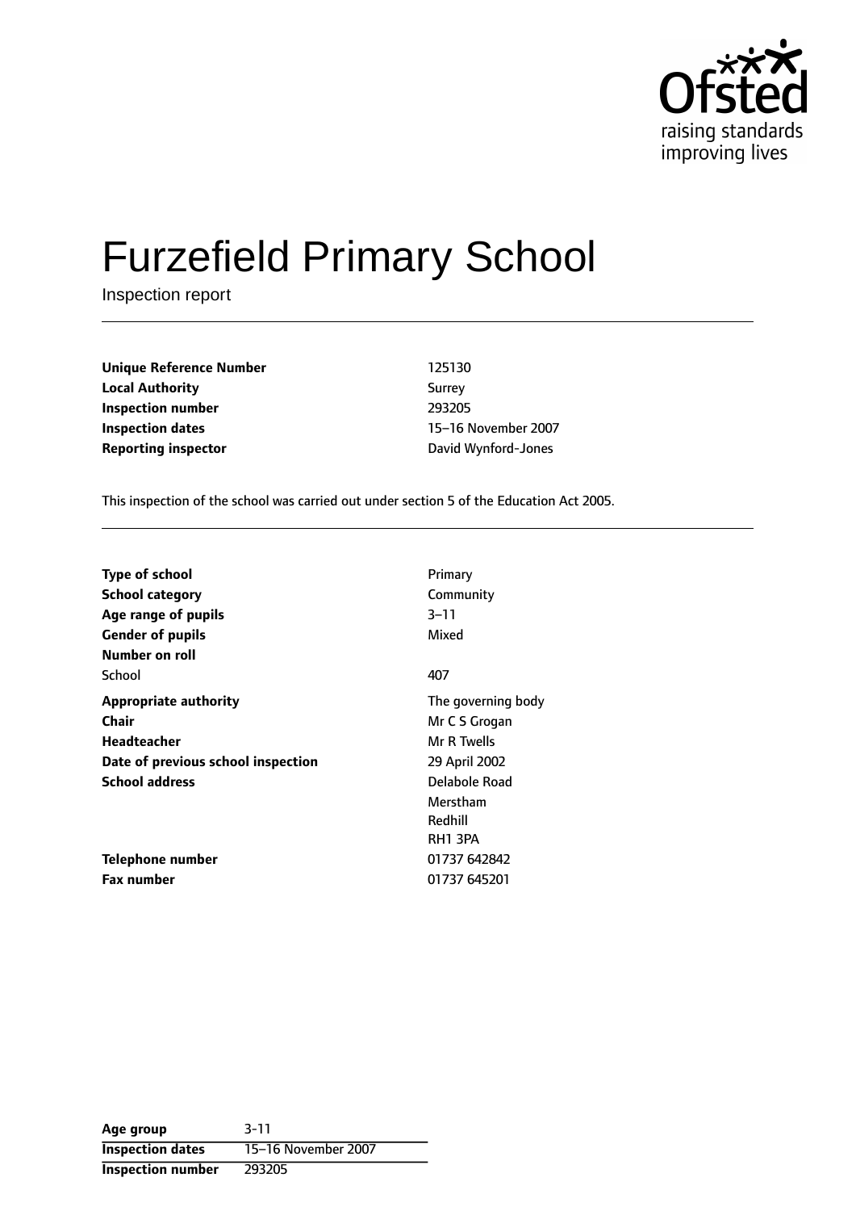Ofsted
raising standards
improving lives

# Furzefield Primary School

Inspection report

| | |
|---|---|
| **Unique Reference Number** | 125130 |
| **Local Authority** | Surrey |
| **Inspection number** | 293205 |
| **Inspection dates** | 15–16 November 2007 |
| **Reporting inspector** | David Wynford-Jones |

This inspection of the school was carried out under section 5 of the Education Act 2005.

| | |
|---|---|
| **Type of school** | Primary |
| **School category** | Community |
| **Age range of pupils** | 3–11 |
| **Gender of pupils** | Mixed |
| **Number on roll** | |
| School | 407 |
| **Appropriate authority** | The governing body |
| **Chair** | Mr C S Grogan |
| **Headteacher** | Mr R Twells |
| **Date of previous school inspection** | 29 April 2002 |
| **School address** | Delabole Road<br>Merstham<br>Redhill<br>RH1 3PA |
| **Telephone number** | 01737 642842 |
| **Fax number** | 01737 645201 |

| | |
|---|---|
| **Age group** | 3-11 |
| **Inspection dates** | 15–16 November 2007 |
| **Inspection number** | 293205 |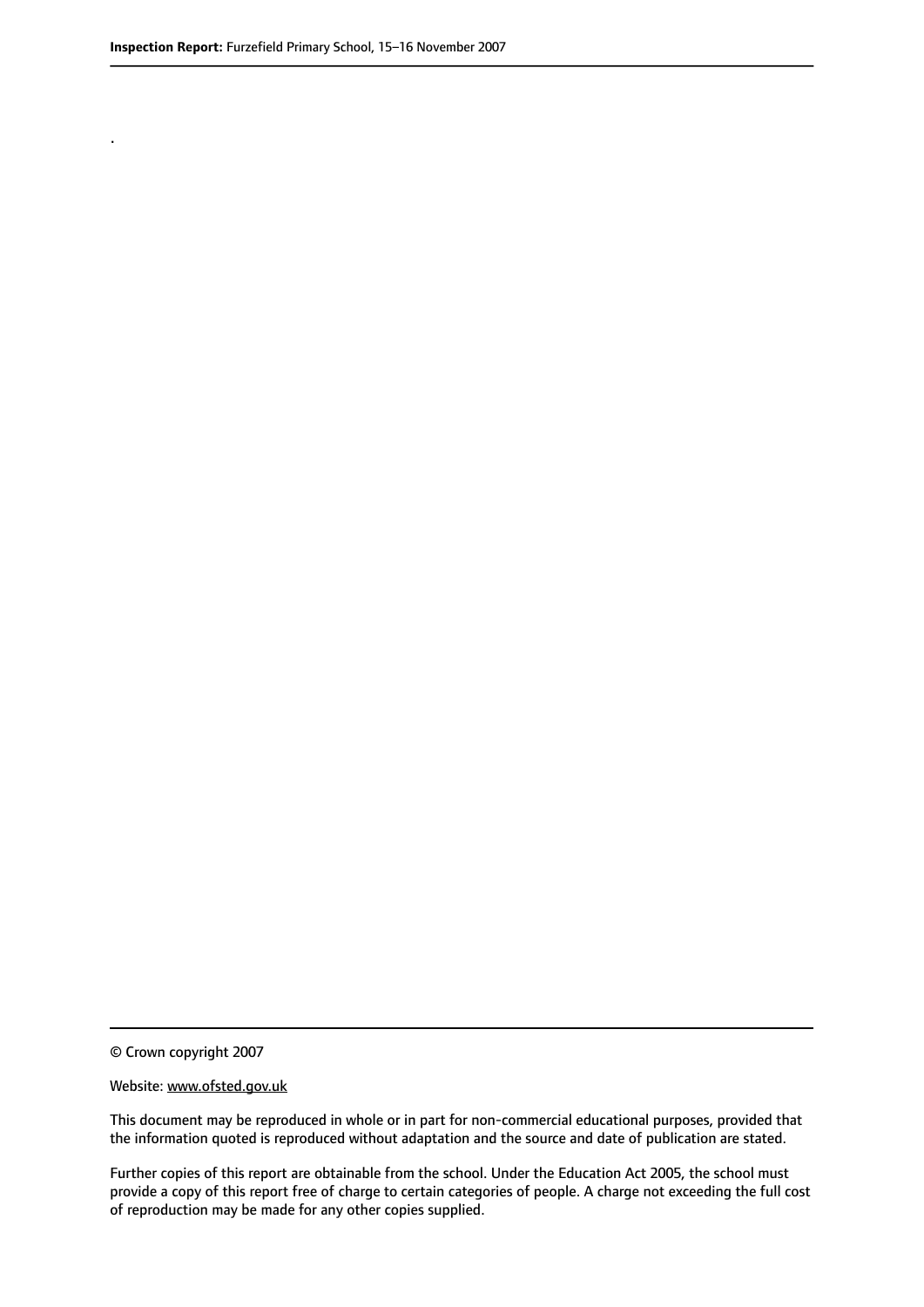.

© Crown copyright 2007

Website: www.ofsted.gov.uk

This document may be reproduced in whole or in part for non-commercial educational purposes, provided that the information quoted is reproduced without adaptation and the source and date of publication are stated.

Further copies of this report are obtainable from the school. Under the Education Act 2005, the school must provide a copy of this report free of charge to certain categories of people. A charge not exceeding the full cost of reproduction may be made for any other copies supplied.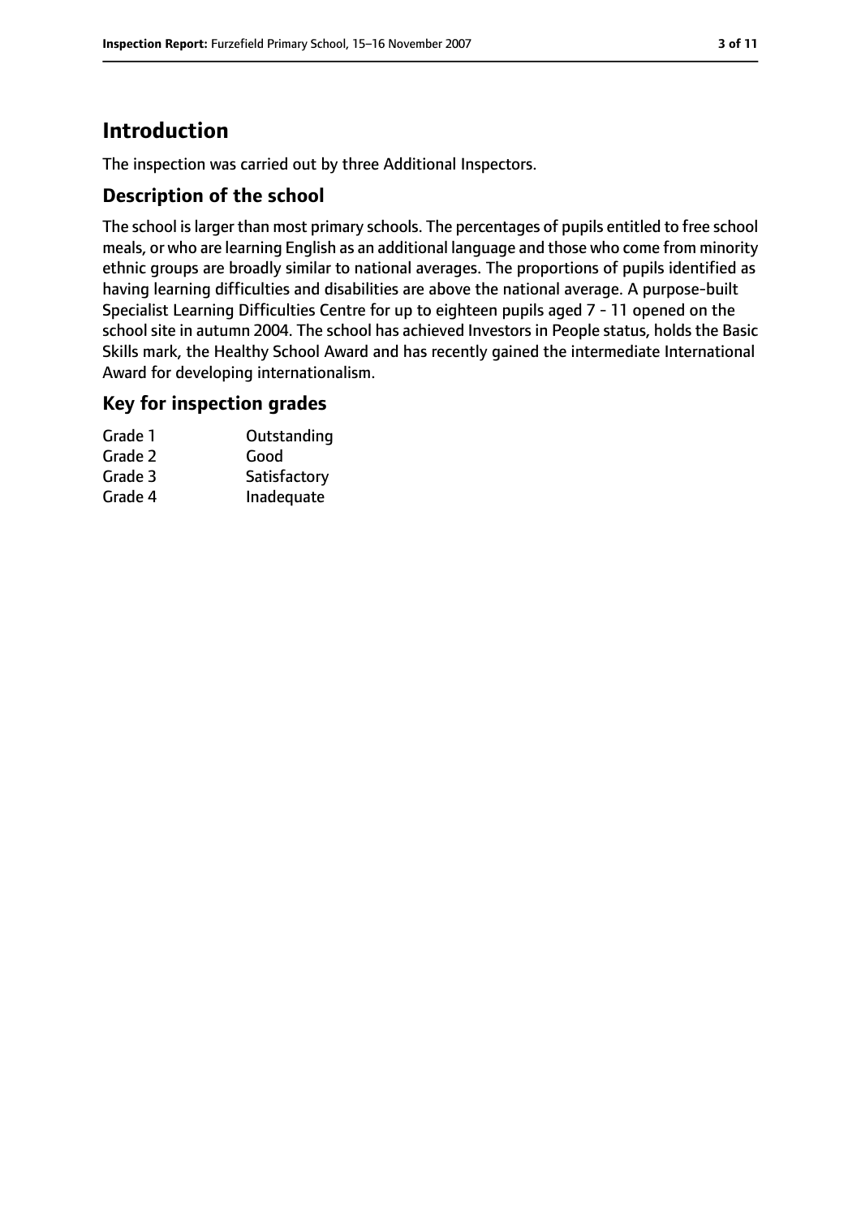# Introduction

The inspection was carried out by three Additional Inspectors.

## Description of the school

The school is larger than most primary schools. The percentages of pupils entitled to free school meals, or who are learning English as an additional language and those who come from minority ethnic groups are broadly similar to national averages. The proportions of pupils identified as having learning difficulties and disabilities are above the national average. A purpose-built Specialist Learning Difficulties Centre for up to eighteen pupils aged 7 - 11 opened on the school site in autumn 2004. The school has achieved Investors in People status, holds the Basic Skills mark, the Healthy School Award and has recently gained the intermediate International Award for developing internationalism.

## Key for inspection grades

| | |
|---|---|
| Grade 1 | Outstanding |
| Grade 2 | Good |
| Grade 3 | Satisfactory |
| Grade 4 | Inadequate |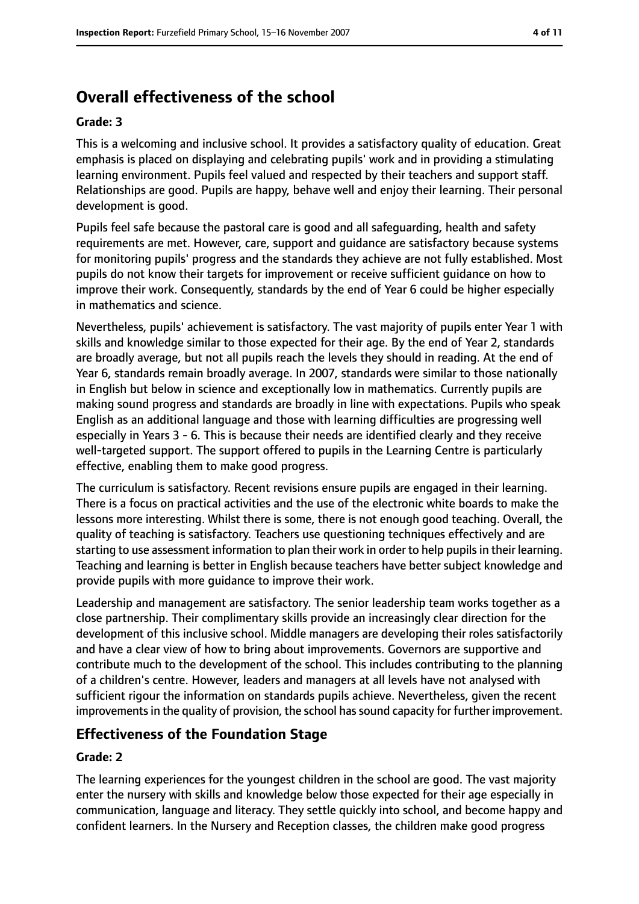## Overall effectiveness of the school

**Grade: 3**

This is a welcoming and inclusive school. It provides a satisfactory quality of education. Great emphasis is placed on displaying and celebrating pupils' work and in providing a stimulating learning environment. Pupils feel valued and respected by their teachers and support staff. Relationships are good. Pupils are happy, behave well and enjoy their learning. Their personal development is good.

Pupils feel safe because the pastoral care is good and all safeguarding, health and safety requirements are met. However, care, support and guidance are satisfactory because systems for monitoring pupils' progress and the standards they achieve are not fully established. Most pupils do not know their targets for improvement or receive sufficient guidance on how to improve their work. Consequently, standards by the end of Year 6 could be higher especially in mathematics and science.

Nevertheless, pupils' achievement is satisfactory. The vast majority of pupils enter Year 1 with skills and knowledge similar to those expected for their age. By the end of Year 2, standards are broadly average, but not all pupils reach the levels they should in reading. At the end of Year 6, standards remain broadly average. In 2007, standards were similar to those nationally in English but below in science and exceptionally low in mathematics. Currently pupils are making sound progress and standards are broadly in line with expectations. Pupils who speak English as an additional language and those with learning difficulties are progressing well especially in Years 3 - 6. This is because their needs are identified clearly and they receive well-targeted support. The support offered to pupils in the Learning Centre is particularly effective, enabling them to make good progress.

The curriculum is satisfactory. Recent revisions ensure pupils are engaged in their learning. There is a focus on practical activities and the use of the electronic white boards to make the lessons more interesting. Whilst there is some, there is not enough good teaching. Overall, the quality of teaching is satisfactory. Teachers use questioning techniques effectively and are starting to use assessment information to plan their work in order to help pupils in their learning. Teaching and learning is better in English because teachers have better subject knowledge and provide pupils with more guidance to improve their work.

Leadership and management are satisfactory. The senior leadership team works together as a close partnership. Their complimentary skills provide an increasingly clear direction for the development of this inclusive school. Middle managers are developing their roles satisfactorily and have a clear view of how to bring about improvements. Governors are supportive and contribute much to the development of the school. This includes contributing to the planning of a children's centre. However, leaders and managers at all levels have not analysed with sufficient rigour the information on standards pupils achieve. Nevertheless, given the recent improvements in the quality of provision, the school has sound capacity for further improvement.

## Effectiveness of the Foundation Stage

**Grade: 2**

The learning experiences for the youngest children in the school are good. The vast majority enter the nursery with skills and knowledge below those expected for their age especially in communication, language and literacy. They settle quickly into school, and become happy and confident learners. In the Nursery and Reception classes, the children make good progress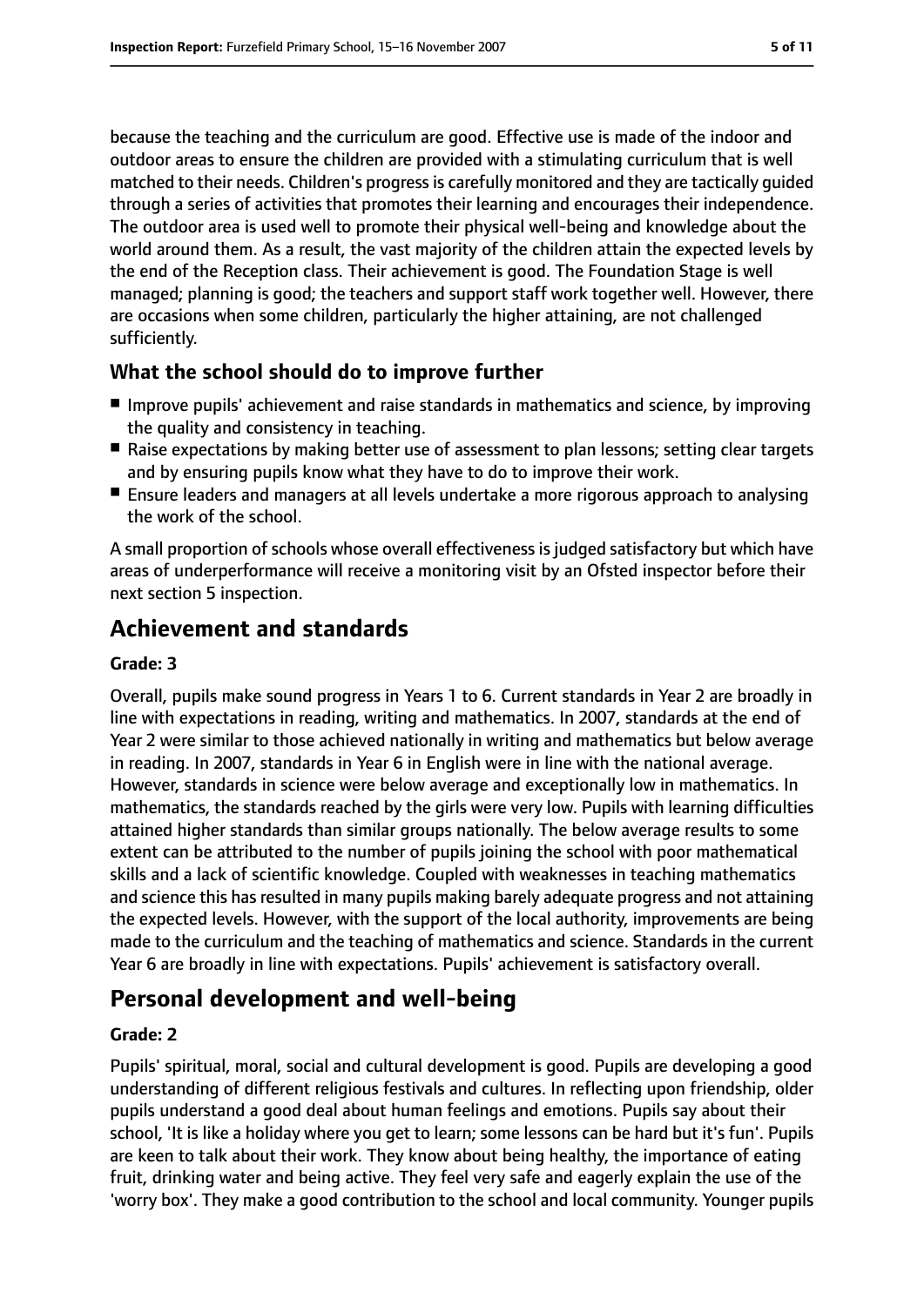because the teaching and the curriculum are good. Effective use is made of the indoor and outdoor areas to ensure the children are provided with a stimulating curriculum that is well matched to their needs. Children's progress is carefully monitored and they are tactically guided through a series of activities that promotes their learning and encourages their independence. The outdoor area is used well to promote their physical well-being and knowledge about the world around them. As a result, the vast majority of the children attain the expected levels by the end of the Reception class. Their achievement is good. The Foundation Stage is well managed; planning is good; the teachers and support staff work together well. However, there are occasions when some children, particularly the higher attaining, are not challenged sufficiently.

### What the school should do to improve further

- Improve pupils' achievement and raise standards in mathematics and science, by improving the quality and consistency in teaching.
- Raise expectations by making better use of assessment to plan lessons; setting clear targets and by ensuring pupils know what they have to do to improve their work.
- Ensure leaders and managers at all levels undertake a more rigorous approach to analysing the work of the school.

A small proportion of schools whose overall effectiveness is judged satisfactory but which have areas of underperformance will receive a monitoring visit by an Ofsted inspector before their next section 5 inspection.

## Achievement and standards

**Grade: 3**

Overall, pupils make sound progress in Years 1 to 6. Current standards in Year 2 are broadly in line with expectations in reading, writing and mathematics. In 2007, standards at the end of Year 2 were similar to those achieved nationally in writing and mathematics but below average in reading. In 2007, standards in Year 6 in English were in line with the national average. However, standards in science were below average and exceptionally low in mathematics. In mathematics, the standards reached by the girls were very low. Pupils with learning difficulties attained higher standards than similar groups nationally. The below average results to some extent can be attributed to the number of pupils joining the school with poor mathematical skills and a lack of scientific knowledge. Coupled with weaknesses in teaching mathematics and science this has resulted in many pupils making barely adequate progress and not attaining the expected levels. However, with the support of the local authority, improvements are being made to the curriculum and the teaching of mathematics and science. Standards in the current Year 6 are broadly in line with expectations. Pupils' achievement is satisfactory overall.

## Personal development and well-being

**Grade: 2**

Pupils' spiritual, moral, social and cultural development is good. Pupils are developing a good understanding of different religious festivals and cultures. In reflecting upon friendship, older pupils understand a good deal about human feelings and emotions. Pupils say about their school, 'It is like a holiday where you get to learn; some lessons can be hard but it's fun'. Pupils are keen to talk about their work. They know about being healthy, the importance of eating fruit, drinking water and being active. They feel very safe and eagerly explain the use of the 'worry box'. They make a good contribution to the school and local community. Younger pupils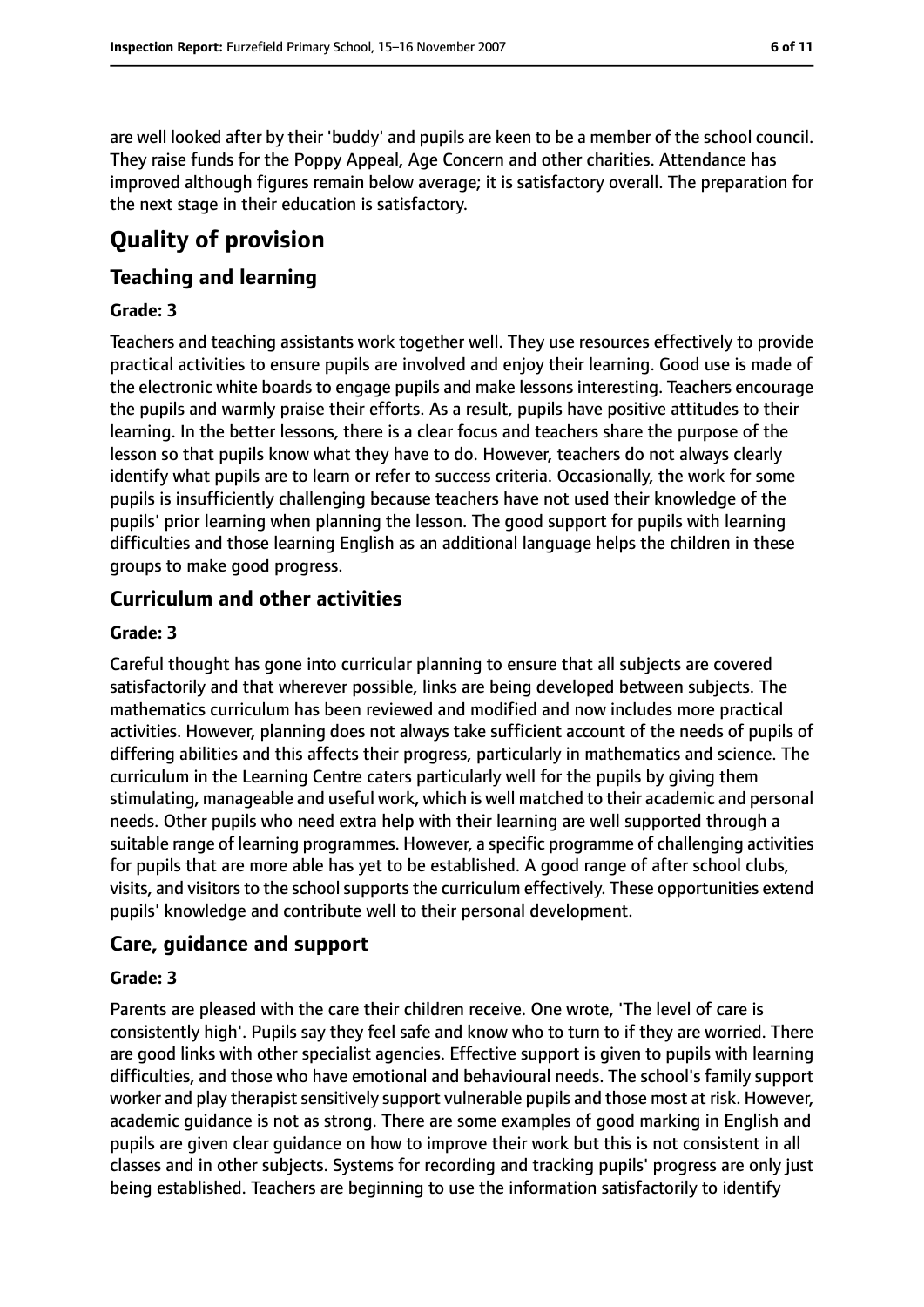are well looked after by their 'buddy' and pupils are keen to be a member of the school council. They raise funds for the Poppy Appeal, Age Concern and other charities. Attendance has improved although figures remain below average; it is satisfactory overall. The preparation for the next stage in their education is satisfactory.

# Quality of provision

## Teaching and learning

### Grade: 3

Teachers and teaching assistants work together well. They use resources effectively to provide practical activities to ensure pupils are involved and enjoy their learning. Good use is made of the electronic white boards to engage pupils and make lessons interesting. Teachers encourage the pupils and warmly praise their efforts. As a result, pupils have positive attitudes to their learning. In the better lessons, there is a clear focus and teachers share the purpose of the lesson so that pupils know what they have to do. However, teachers do not always clearly identify what pupils are to learn or refer to success criteria. Occasionally, the work for some pupils is insufficiently challenging because teachers have not used their knowledge of the pupils' prior learning when planning the lesson. The good support for pupils with learning difficulties and those learning English as an additional language helps the children in these groups to make good progress.

## Curriculum and other activities

### Grade: 3

Careful thought has gone into curricular planning to ensure that all subjects are covered satisfactorily and that wherever possible, links are being developed between subjects. The mathematics curriculum has been reviewed and modified and now includes more practical activities. However, planning does not always take sufficient account of the needs of pupils of differing abilities and this affects their progress, particularly in mathematics and science. The curriculum in the Learning Centre caters particularly well for the pupils by giving them stimulating, manageable and useful work, which is well matched to their academic and personal needs. Other pupils who need extra help with their learning are well supported through a suitable range of learning programmes. However, a specific programme of challenging activities for pupils that are more able has yet to be established. A good range of after school clubs, visits, and visitors to the school supports the curriculum effectively. These opportunities extend pupils' knowledge and contribute well to their personal development.

## Care, guidance and support

### Grade: 3

Parents are pleased with the care their children receive. One wrote, 'The level of care is consistently high'. Pupils say they feel safe and know who to turn to if they are worried. There are good links with other specialist agencies. Effective support is given to pupils with learning difficulties, and those who have emotional and behavioural needs. The school's family support worker and play therapist sensitively support vulnerable pupils and those most at risk. However, academic guidance is not as strong. There are some examples of good marking in English and pupils are given clear guidance on how to improve their work but this is not consistent in all classes and in other subjects. Systems for recording and tracking pupils' progress are only just being established. Teachers are beginning to use the information satisfactorily to identify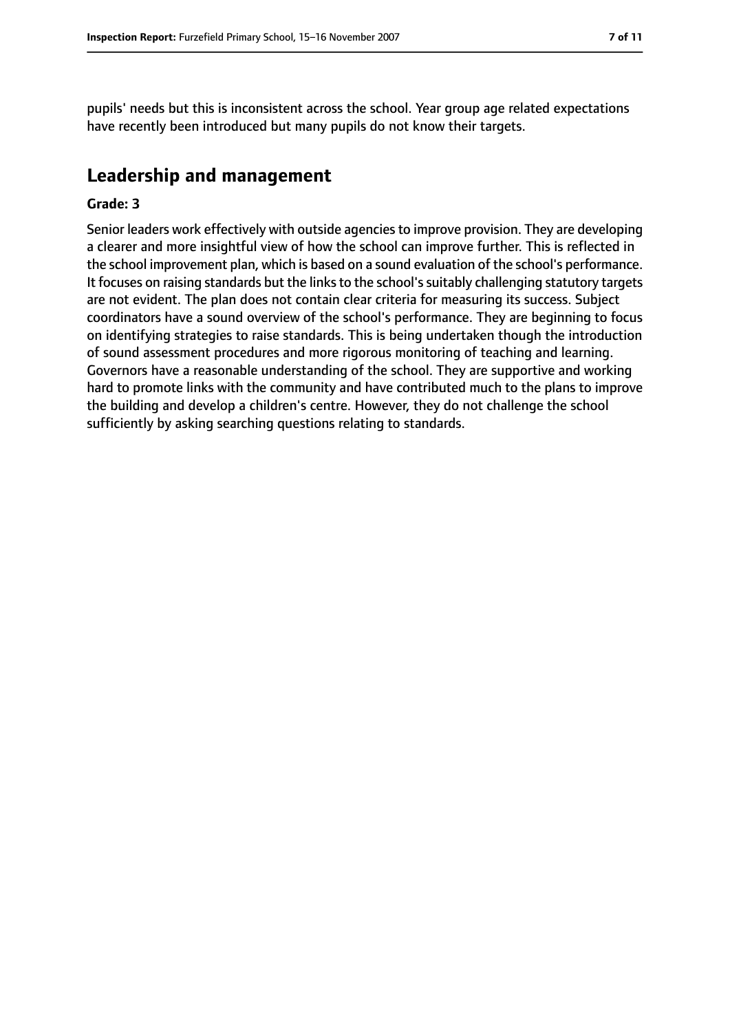pupils' needs but this is inconsistent across the school. Year group age related expectations have recently been introduced but many pupils do not know their targets.

## Leadership and management

**Grade: 3**

Senior leaders work effectively with outside agencies to improve provision. They are developing a clearer and more insightful view of how the school can improve further. This is reflected in the school improvement plan, which is based on a sound evaluation of the school's performance. It focuses on raising standards but the links to the school's suitably challenging statutory targets are not evident. The plan does not contain clear criteria for measuring its success. Subject coordinators have a sound overview of the school's performance. They are beginning to focus on identifying strategies to raise standards. This is being undertaken though the introduction of sound assessment procedures and more rigorous monitoring of teaching and learning. Governors have a reasonable understanding of the school. They are supportive and working hard to promote links with the community and have contributed much to the plans to improve the building and develop a children's centre. However, they do not challenge the school sufficiently by asking searching questions relating to standards.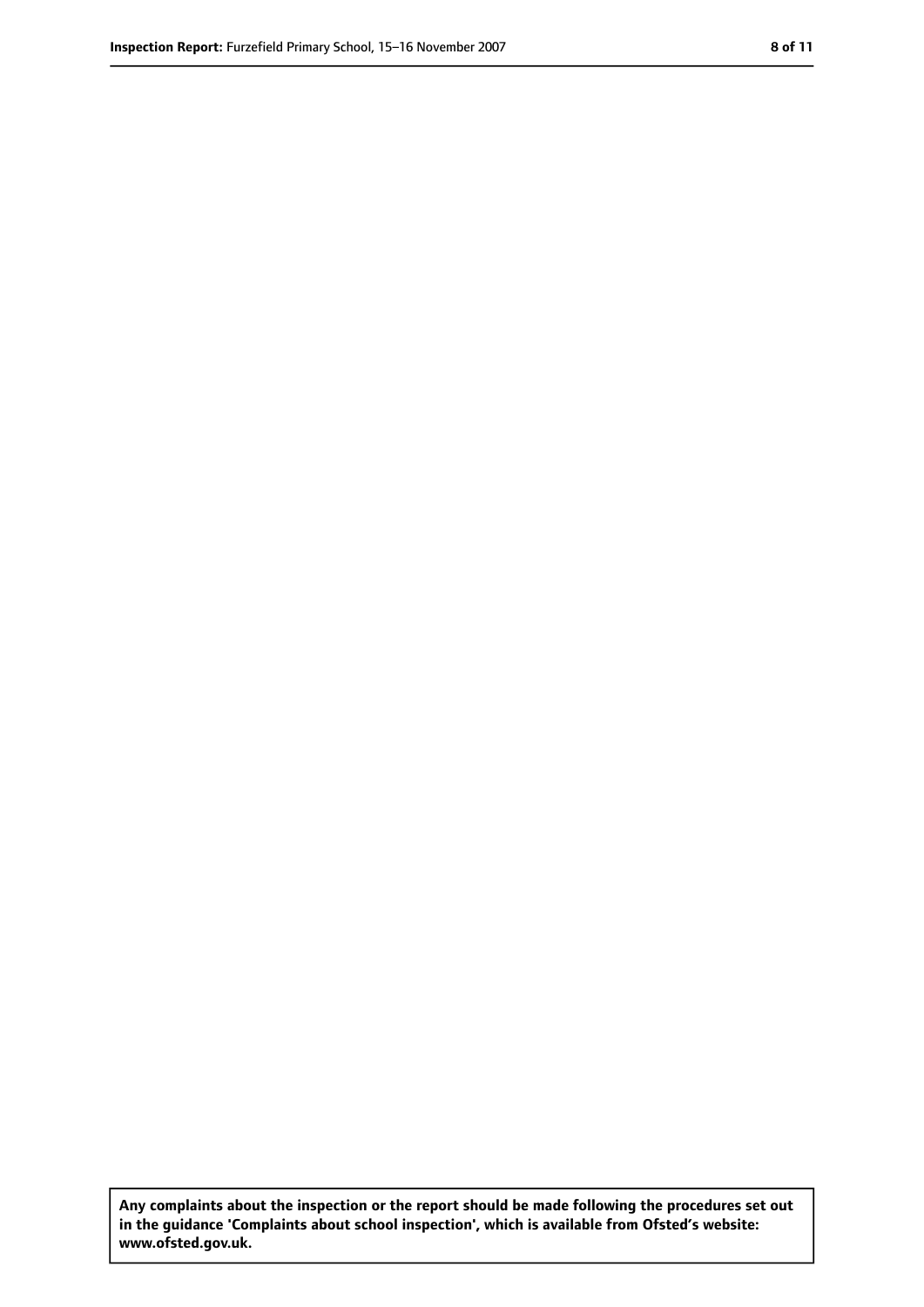**Any complaints about the inspection or the report should be made following the procedures set out in the guidance 'Complaints about school inspection', which is available from Ofsted's website: www.ofsted.gov.uk.**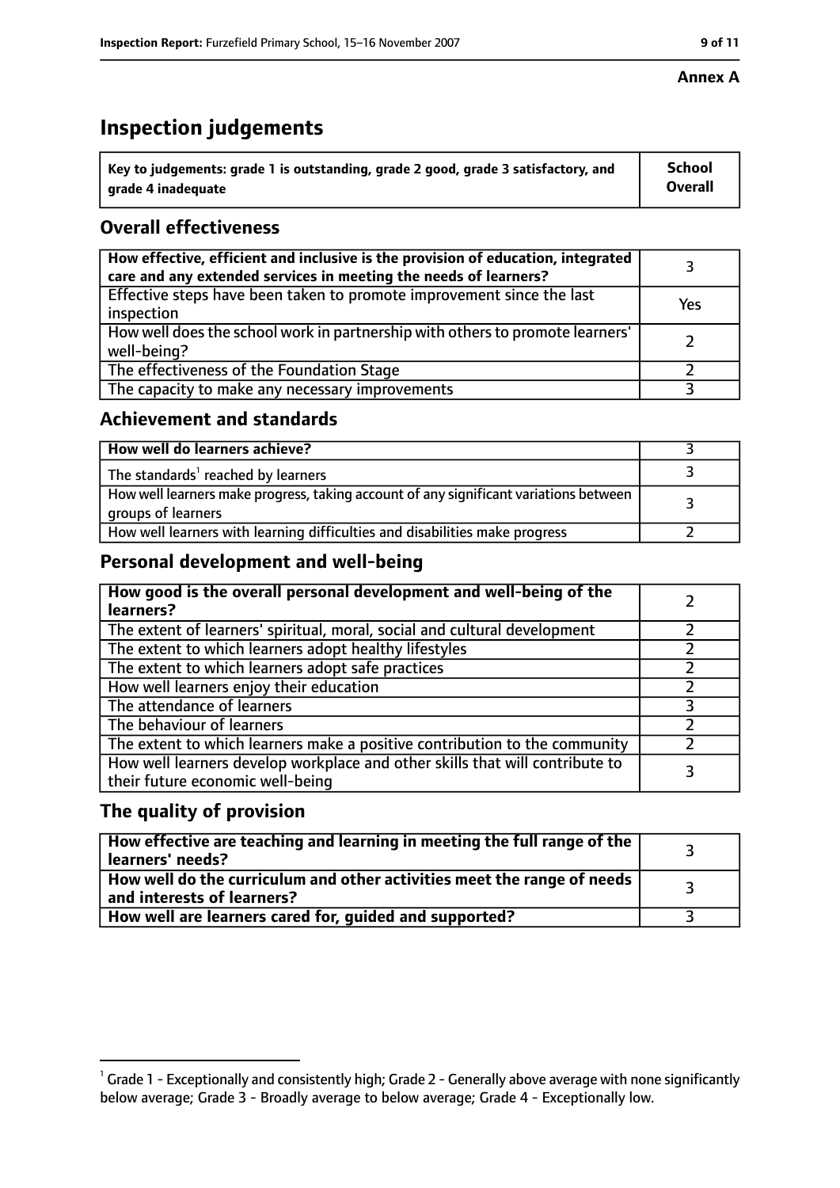**Annex A**

# Inspection judgements

| Key to judgements: grade 1 is outstanding, grade 2 good, grade 3 satisfactory, and grade 4 inadequate | School Overall |
|---|---|

## Overall effectiveness

| | |
|---|---|
| How effective, efficient and inclusive is the provision of education, integrated care and any extended services in meeting the needs of learners? | 3 |
| Effective steps have been taken to promote improvement since the last inspection | Yes |
| How well does the school work in partnership with others to promote learners' well-being? | 2 |
| The effectiveness of the Foundation Stage | 2 |
| The capacity to make any necessary improvements | 3 |

## Achievement and standards

| | |
|---|---|
| How well do learners achieve? | 3 |
| The standards[1] reached by learners | 3 |
| How well learners make progress, taking account of any significant variations between groups of learners | 3 |
| How well learners with learning difficulties and disabilities make progress | 2 |

## Personal development and well-being

| | |
|---|---|
| How good is the overall personal development and well-being of the learners? | 2 |
| The extent of learners' spiritual, moral, social and cultural development | 2 |
| The extent to which learners adopt healthy lifestyles | 2 |
| The extent to which learners adopt safe practices | 2 |
| How well learners enjoy their education | 2 |
| The attendance of learners | 3 |
| The behaviour of learners | 2 |
| The extent to which learners make a positive contribution to the community | 2 |
| How well learners develop workplace and other skills that will contribute to their future economic well-being | 3 |

## The quality of provision

| | |
|---|---|
| How effective are teaching and learning in meeting the full range of the learners' needs? | 3 |
| How well do the curriculum and other activities meet the range of needs and interests of learners? | 3 |
| How well are learners cared for, guided and supported? | 3 |

[1] Grade 1 - Exceptionally and consistently high; Grade 2 - Generally above average with none significantly below average; Grade 3 - Broadly average to below average; Grade 4 - Exceptionally low.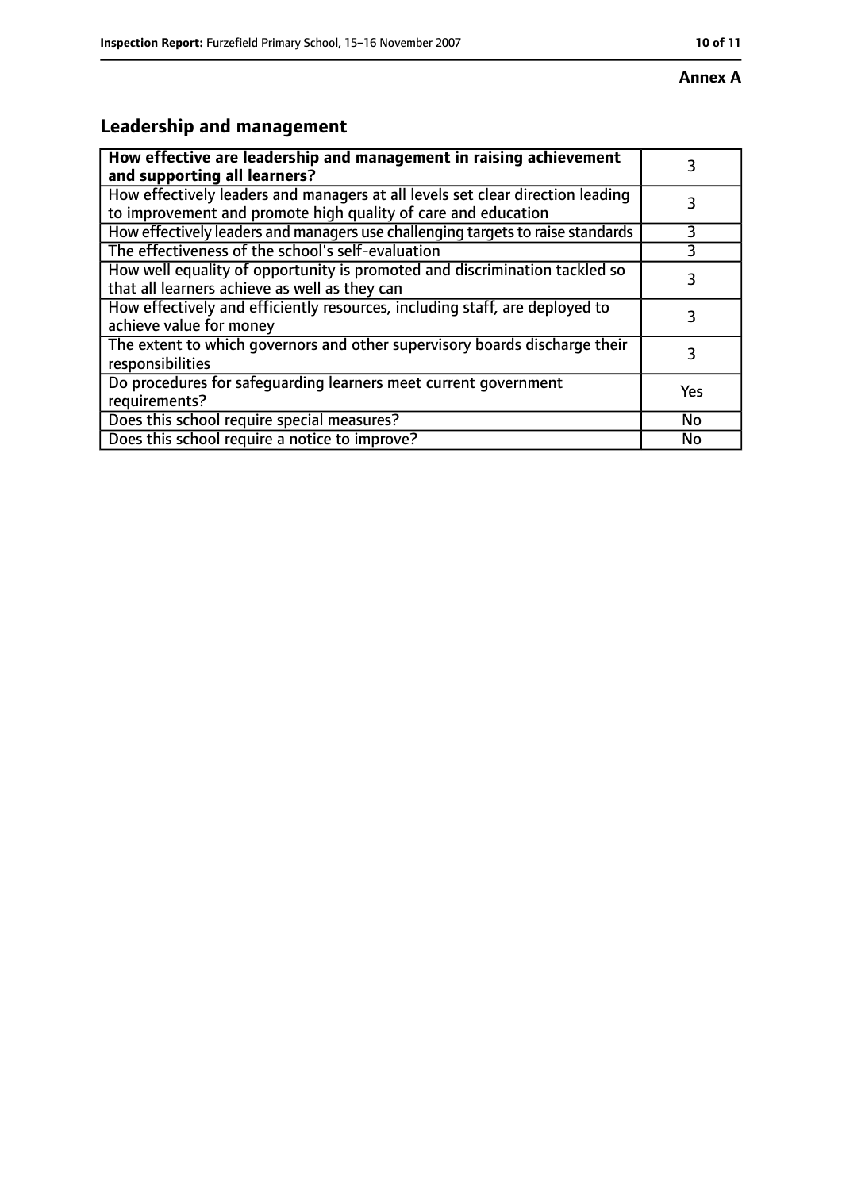**Annex A**

## Leadership and management

| How effective are leadership and management in raising achievement and supporting all learners? | 3 |
|---|---|
| How effectively leaders and managers at all levels set clear direction leading to improvement and promote high quality of care and education | 3 |
| How effectively leaders and managers use challenging targets to raise standards | 3 |
| The effectiveness of the school's self-evaluation | 3 |
| How well equality of opportunity is promoted and discrimination tackled so that all learners achieve as well as they can | 3 |
| How effectively and efficiently resources, including staff, are deployed to achieve value for money | 3 |
| The extent to which governors and other supervisory boards discharge their responsibilities | 3 |
| Do procedures for safeguarding learners meet current government requirements? | Yes |
| Does this school require special measures? | No |
| Does this school require a notice to improve? | No |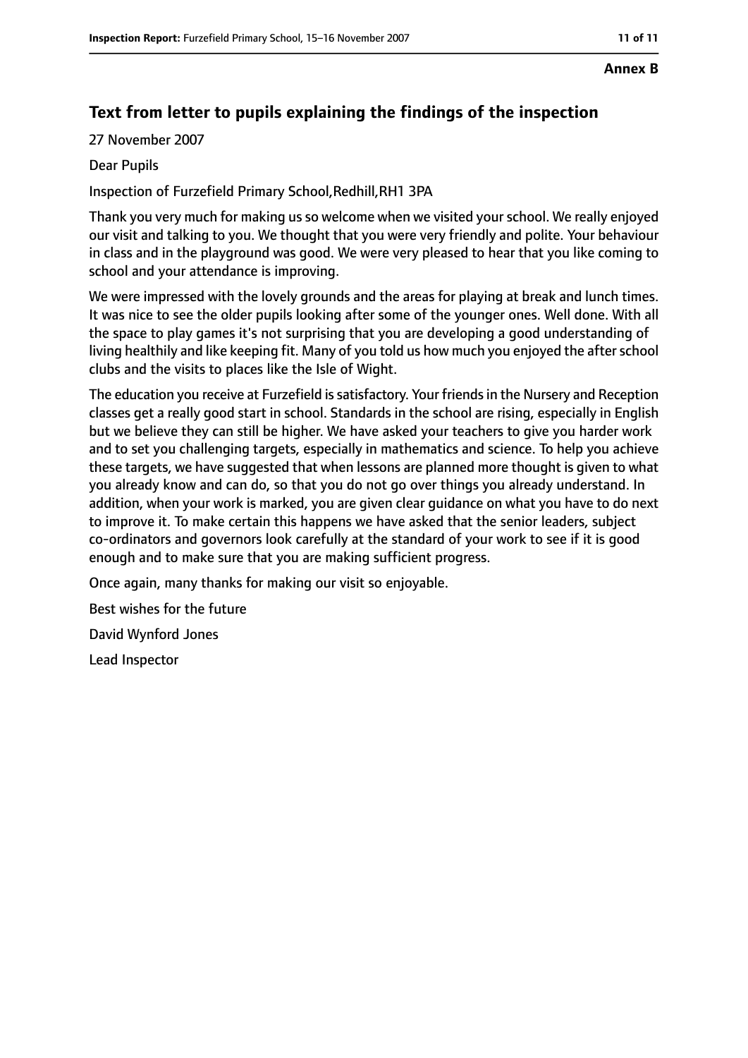**Annex B**

## Text from letter to pupils explaining the findings of the inspection

27 November 2007

Dear Pupils

Inspection of Furzefield Primary School,Redhill,RH1 3PA

Thank you very much for making us so welcome when we visited your school. We really enjoyed our visit and talking to you. We thought that you were very friendly and polite. Your behaviour in class and in the playground was good. We were very pleased to hear that you like coming to school and your attendance is improving.

We were impressed with the lovely grounds and the areas for playing at break and lunch times. It was nice to see the older pupils looking after some of the younger ones. Well done. With all the space to play games it's not surprising that you are developing a good understanding of living healthily and like keeping fit. Many of you told us how much you enjoyed the after school clubs and the visits to places like the Isle of Wight.

The education you receive at Furzefield is satisfactory. Your friends in the Nursery and Reception classes get a really good start in school. Standards in the school are rising, especially in English but we believe they can still be higher. We have asked your teachers to give you harder work and to set you challenging targets, especially in mathematics and science. To help you achieve these targets, we have suggested that when lessons are planned more thought is given to what you already know and can do, so that you do not go over things you already understand. In addition, when your work is marked, you are given clear guidance on what you have to do next to improve it. To make certain this happens we have asked that the senior leaders, subject co-ordinators and governors look carefully at the standard of your work to see if it is good enough and to make sure that you are making sufficient progress.

Once again, many thanks for making our visit so enjoyable.

Best wishes for the future

David Wynford Jones

Lead Inspector